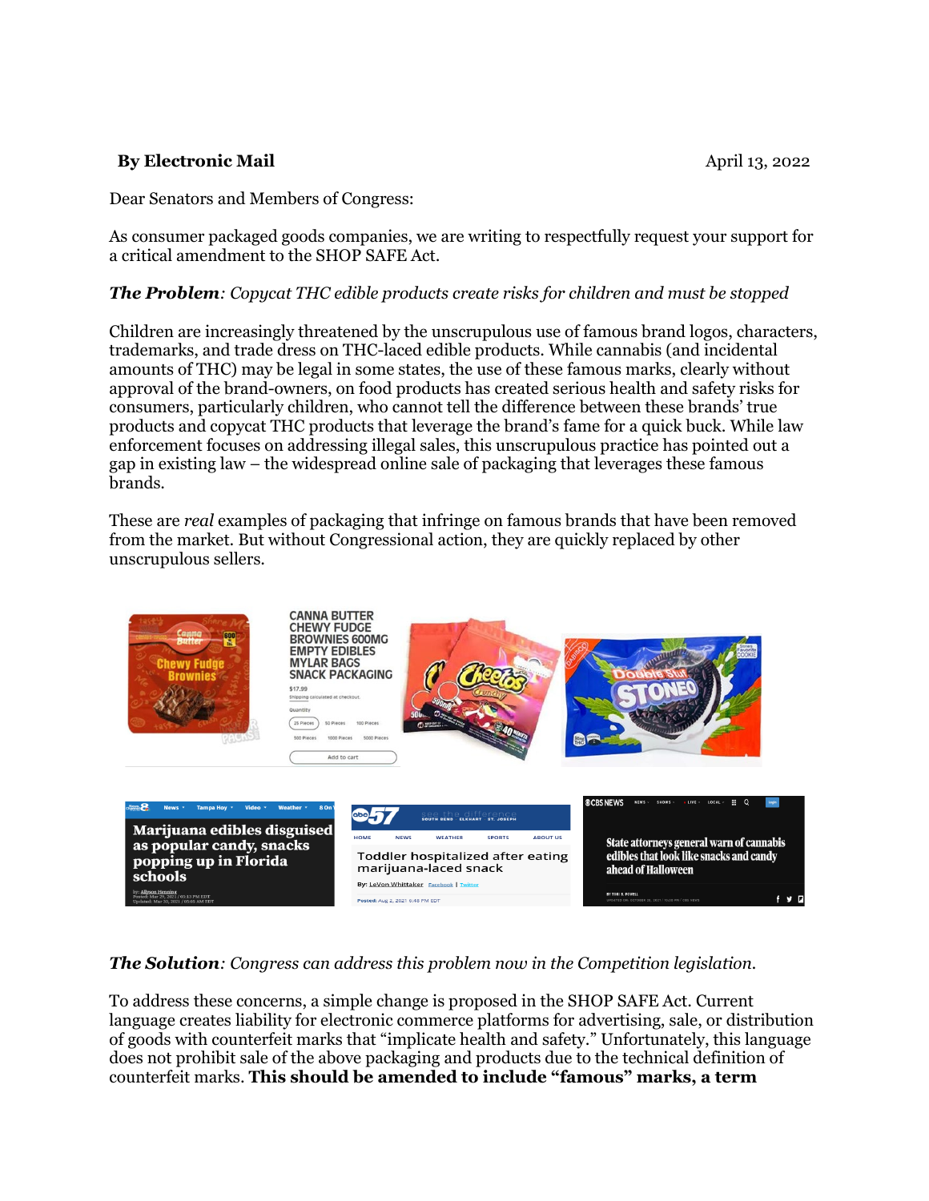**By Electronic Mail** April 13, 2022

Dear Senators and Members of Congress:

As consumer packaged goods companies, we are writing to respectfully request your support for a critical amendment to the SHOP SAFE Act.

***The Problem****: Copycat THC edible products create risks for children and must be stopped*

Children are increasingly threatened by the unscrupulous use of famous brand logos, characters, trademarks, and trade dress on THC-laced edible products. While cannabis (and incidental amounts of THC) may be legal in some states, the use of these famous marks, clearly without approval of the brand-owners, on food products has created serious health and safety risks for consumers, particularly children, who cannot tell the difference between these brands' true products and copycat THC products that leverage the brand's fame for a quick buck. While law enforcement focuses on addressing illegal sales, this unscrupulous practice has pointed out a gap in existing law – the widespread online sale of packaging that leverages these famous brands.

These are *real* examples of packaging that infringe on famous brands that have been removed from the market. But without Congressional action, they are quickly replaced by other unscrupulous sellers.

***The Solution****: Congress can address this problem now in the Competition legislation.*

To address these concerns, a simple change is proposed in the SHOP SAFE Act. Current language creates liability for electronic commerce platforms for advertising, sale, or distribution of goods with counterfeit marks that "implicate health and safety." Unfortunately, this language does not prohibit sale of the above packaging and products due to the technical definition of counterfeit marks. **This should be amended to include "famous" marks, a term**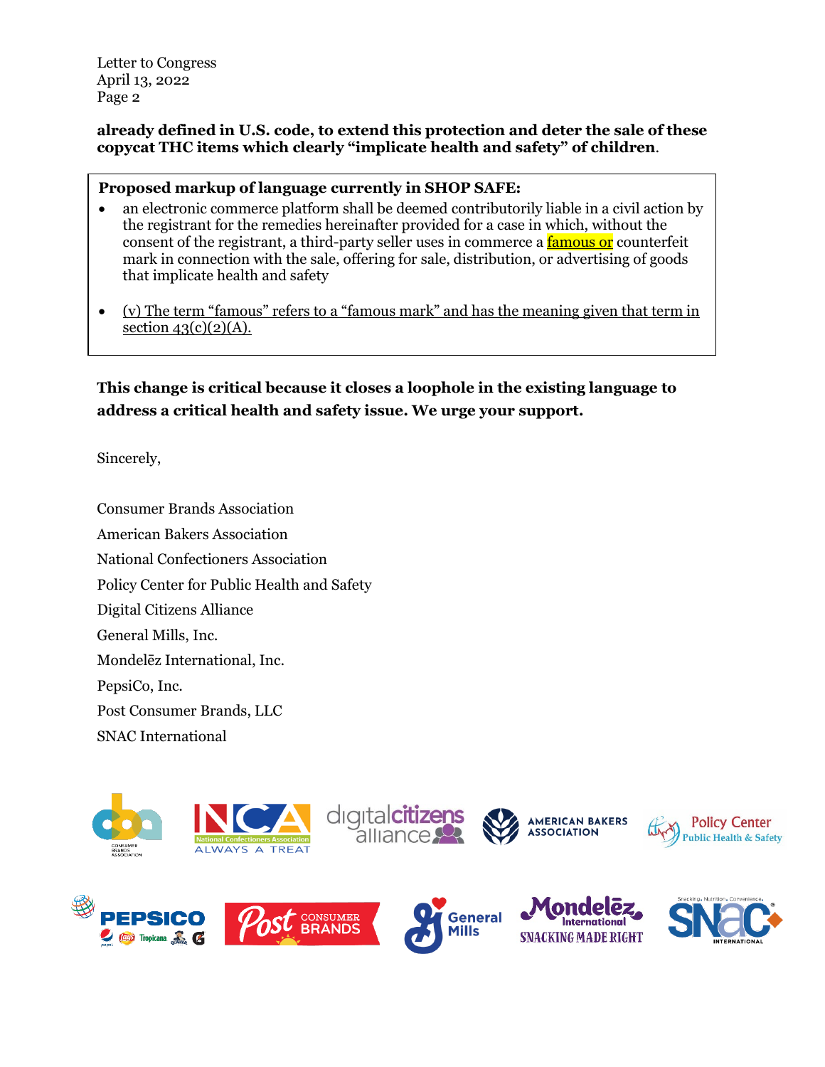**already defined in U.S. code, to extend this protection and deter the sale of these copycat THC items which clearly "implicate health and safety" of children**.

**Proposed markup of language currently in SHOP SAFE:**

- an electronic commerce platform shall be deemed contributorily liable in a civil action by the registrant for the remedies hereinafter provided for a case in which, without the consent of the registrant, a third-party seller uses in commerce a famous or counterfeit mark in connection with the sale, offering for sale, distribution, or advertising of goods that implicate health and safety
- (v) The term "famous" refers to a "famous mark" and has the meaning given that term in section 43(c)(2)(A).

**This change is critical because it closes a loophole in the existing language to address a critical health and safety issue. We urge your support.**

Sincerely,

Consumer Brands Association
American Bakers Association
National Confectioners Association
Policy Center for Public Health and Safety
Digital Citizens Alliance
General Mills, Inc.
Mondelēz International, Inc.
PepsiCo, Inc.
Post Consumer Brands, LLC
SNAC International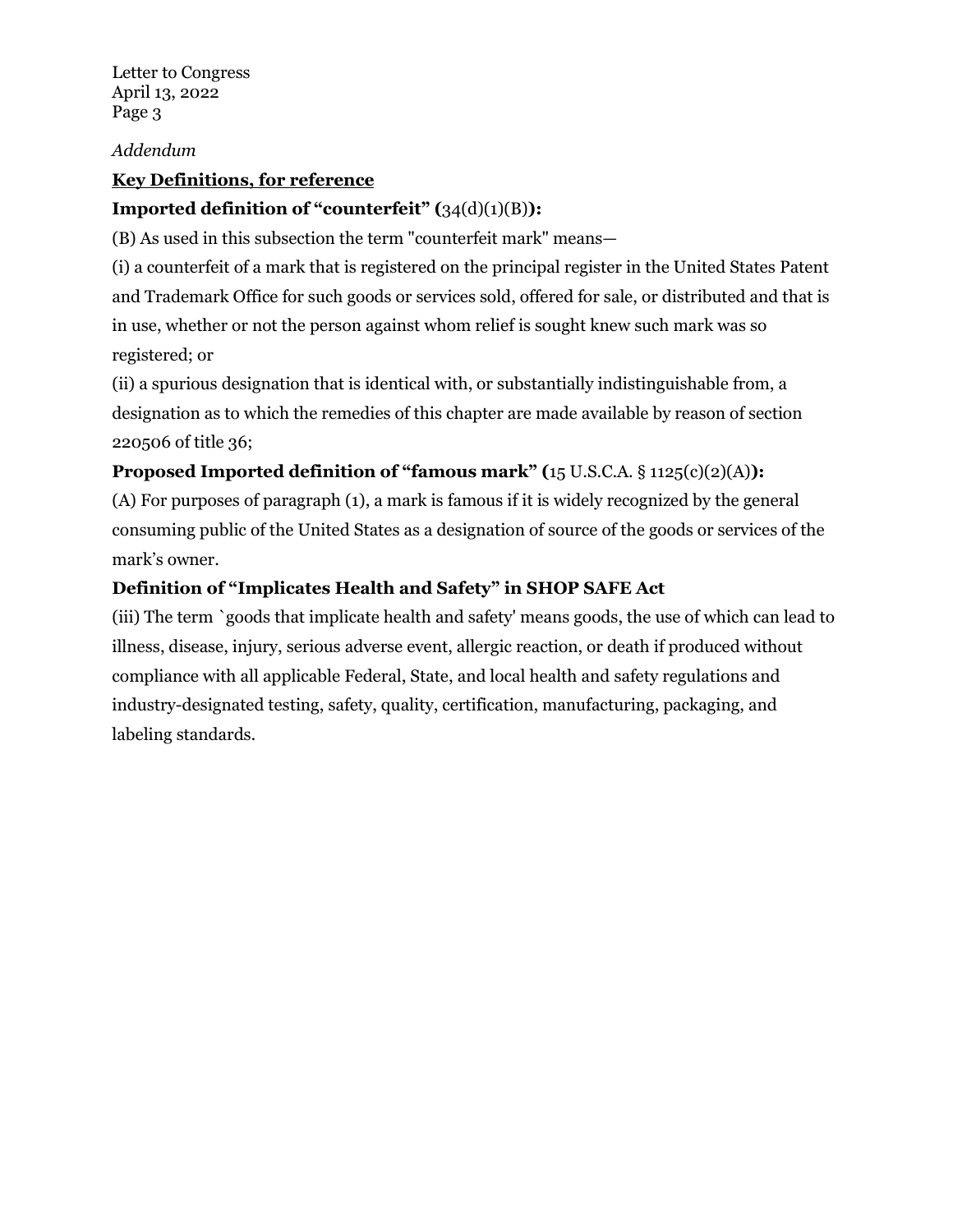*Addendum*

**Key Definitions, for reference**

**Imported definition of "counterfeit" (**34(d)(1)(B)**):**

(B) As used in this subsection the term "counterfeit mark" means—

(i) a counterfeit of a mark that is registered on the principal register in the United States Patent and Trademark Office for such goods or services sold, offered for sale, or distributed and that is in use, whether or not the person against whom relief is sought knew such mark was so registered; or

(ii) a spurious designation that is identical with, or substantially indistinguishable from, a designation as to which the remedies of this chapter are made available by reason of section 220506 of title 36;

**Proposed Imported definition of "famous mark" (**15 U.S.C.A. § 1125(c)(2)(A)**):**

(A) For purposes of paragraph (1), a mark is famous if it is widely recognized by the general consuming public of the United States as a designation of source of the goods or services of the mark's owner.

**Definition of "Implicates Health and Safety" in SHOP SAFE Act**

(iii) The term `goods that implicate health and safety' means goods, the use of which can lead to illness, disease, injury, serious adverse event, allergic reaction, or death if produced without compliance with all applicable Federal, State, and local health and safety regulations and industry-designated testing, safety, quality, certification, manufacturing, packaging, and labeling standards.